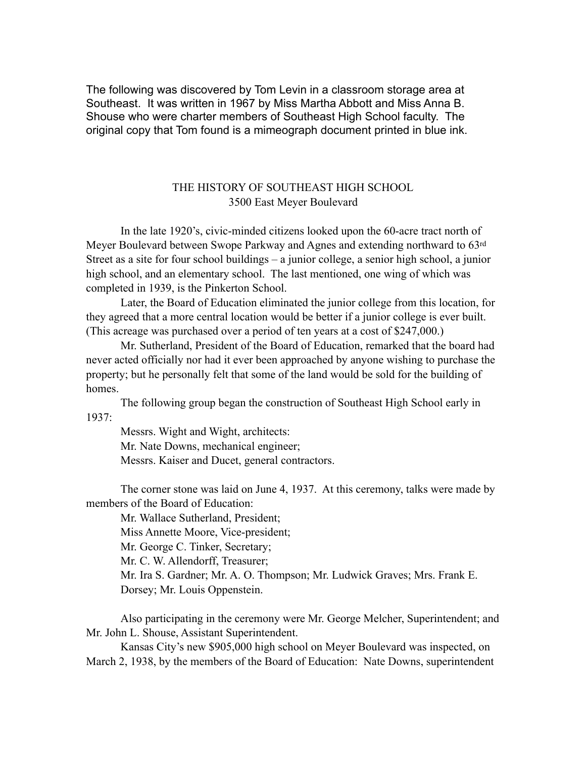The following was discovered by Tom Levin in a classroom storage area at Southeast. It was written in 1967 by Miss Martha Abbott and Miss Anna B. Shouse who were charter members of Southeast High School faculty. The original copy that Tom found is a mimeograph document printed in blue ink.

# THE HISTORY OF SOUTHEAST HIGH SCHOOL

3500 East Meyer Boulevard

In the late 1920's, civic-minded citizens looked upon the 60-acre tract north of Meyer Boulevard between Swope Parkway and Agnes and extending northward to 63rd Street as a site for four school buildings – a junior college, a senior high school, a junior high school, and an elementary school. The last mentioned, one wing of which was completed in 1939, is the Pinkerton School.

Later, the Board of Education eliminated the junior college from this location, for they agreed that a more central location would be better if a junior college is ever built. (This acreage was purchased over a period of ten years at a cost of $247,000.)

Mr. Sutherland, President of the Board of Education, remarked that the board had never acted officially nor had it ever been approached by anyone wishing to purchase the property; but he personally felt that some of the land would be sold for the building of homes.

The following group began the construction of Southeast High School early in 1937:

Messrs. Wight and Wight, architects:
Mr. Nate Downs, mechanical engineer;
Messrs. Kaiser and Ducet, general contractors.

The corner stone was laid on June 4, 1937. At this ceremony, talks were made by members of the Board of Education:

Mr. Wallace Sutherland, President;
Miss Annette Moore, Vice-president;
Mr. George C. Tinker, Secretary;
Mr. C. W. Allendorff, Treasurer;
Mr. Ira S. Gardner; Mr. A. O. Thompson; Mr. Ludwick Graves; Mrs. Frank E. Dorsey; Mr. Louis Oppenstein.

Also participating in the ceremony were Mr. George Melcher, Superintendent; and Mr. John L. Shouse, Assistant Superintendent.

Kansas City's new $905,000 high school on Meyer Boulevard was inspected, on March 2, 1938, by the members of the Board of Education: Nate Downs, superintendent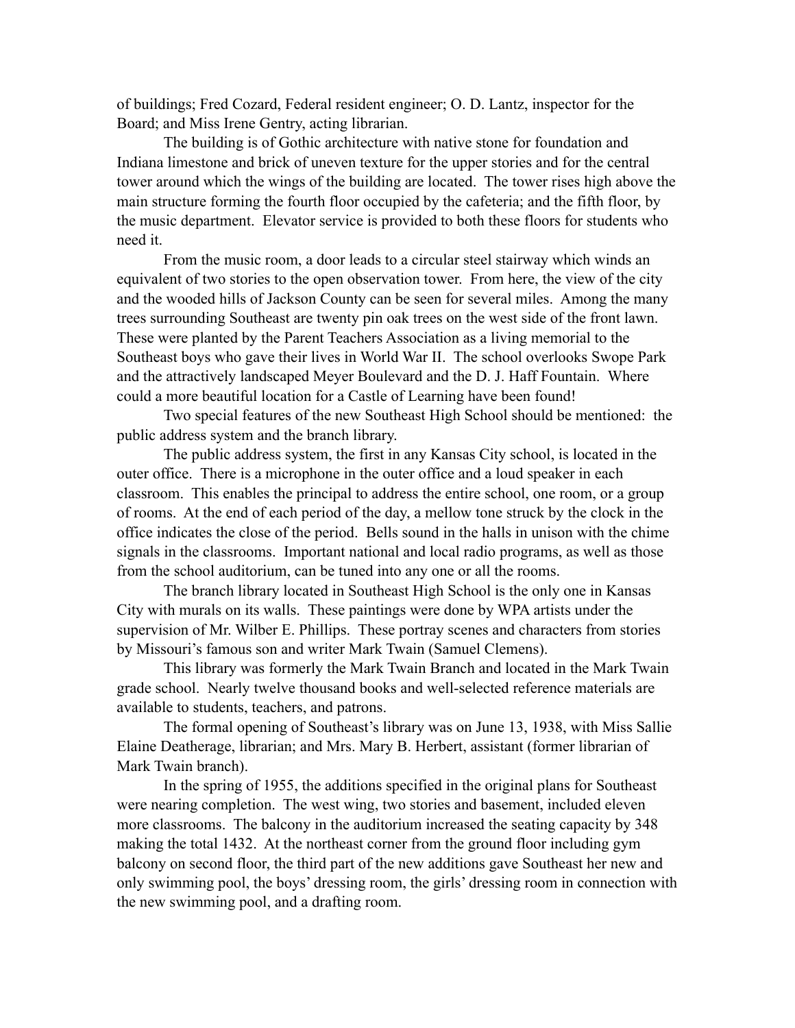of buildings; Fred Cozard, Federal resident engineer; O. D. Lantz, inspector for the Board; and Miss Irene Gentry, acting librarian.

The building is of Gothic architecture with native stone for foundation and Indiana limestone and brick of uneven texture for the upper stories and for the central tower around which the wings of the building are located. The tower rises high above the main structure forming the fourth floor occupied by the cafeteria; and the fifth floor, by the music department. Elevator service is provided to both these floors for students who need it.

From the music room, a door leads to a circular steel stairway which winds an equivalent of two stories to the open observation tower. From here, the view of the city and the wooded hills of Jackson County can be seen for several miles. Among the many trees surrounding Southeast are twenty pin oak trees on the west side of the front lawn. These were planted by the Parent Teachers Association as a living memorial to the Southeast boys who gave their lives in World War II. The school overlooks Swope Park and the attractively landscaped Meyer Boulevard and the D. J. Haff Fountain. Where could a more beautiful location for a Castle of Learning have been found!

Two special features of the new Southeast High School should be mentioned: the public address system and the branch library.

The public address system, the first in any Kansas City school, is located in the outer office. There is a microphone in the outer office and a loud speaker in each classroom. This enables the principal to address the entire school, one room, or a group of rooms. At the end of each period of the day, a mellow tone struck by the clock in the office indicates the close of the period. Bells sound in the halls in unison with the chime signals in the classrooms. Important national and local radio programs, as well as those from the school auditorium, can be tuned into any one or all the rooms.

The branch library located in Southeast High School is the only one in Kansas City with murals on its walls. These paintings were done by WPA artists under the supervision of Mr. Wilber E. Phillips. These portray scenes and characters from stories by Missouri's famous son and writer Mark Twain (Samuel Clemens).

This library was formerly the Mark Twain Branch and located in the Mark Twain grade school. Nearly twelve thousand books and well-selected reference materials are available to students, teachers, and patrons.

The formal opening of Southeast's library was on June 13, 1938, with Miss Sallie Elaine Deatherage, librarian; and Mrs. Mary B. Herbert, assistant (former librarian of Mark Twain branch).

In the spring of 1955, the additions specified in the original plans for Southeast were nearing completion. The west wing, two stories and basement, included eleven more classrooms. The balcony in the auditorium increased the seating capacity by 348 making the total 1432. At the northeast corner from the ground floor including gym balcony on second floor, the third part of the new additions gave Southeast her new and only swimming pool, the boys' dressing room, the girls' dressing room in connection with the new swimming pool, and a drafting room.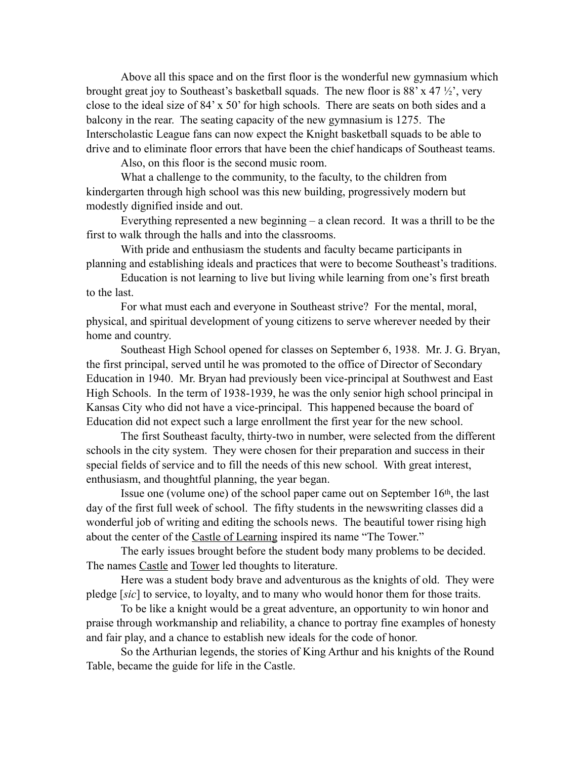Above all this space and on the first floor is the wonderful new gymnasium which brought great joy to Southeast's basketball squads. The new floor is 88' x 47 ½', very close to the ideal size of 84' x 50' for high schools. There are seats on both sides and a balcony in the rear. The seating capacity of the new gymnasium is 1275. The Interscholastic League fans can now expect the Knight basketball squads to be able to drive and to eliminate floor errors that have been the chief handicaps of Southeast teams.

Also, on this floor is the second music room.

What a challenge to the community, to the faculty, to the children from kindergarten through high school was this new building, progressively modern but modestly dignified inside and out.

Everything represented a new beginning – a clean record. It was a thrill to be the first to walk through the halls and into the classrooms.

With pride and enthusiasm the students and faculty became participants in planning and establishing ideals and practices that were to become Southeast's traditions.

Education is not learning to live but living while learning from one's first breath to the last.

For what must each and everyone in Southeast strive? For the mental, moral, physical, and spiritual development of young citizens to serve wherever needed by their home and country.

Southeast High School opened for classes on September 6, 1938. Mr. J. G. Bryan, the first principal, served until he was promoted to the office of Director of Secondary Education in 1940. Mr. Bryan had previously been vice-principal at Southwest and East High Schools. In the term of 1938-1939, he was the only senior high school principal in Kansas City who did not have a vice-principal. This happened because the board of Education did not expect such a large enrollment the first year for the new school.

The first Southeast faculty, thirty-two in number, were selected from the different schools in the city system. They were chosen for their preparation and success in their special fields of service and to fill the needs of this new school. With great interest, enthusiasm, and thoughtful planning, the year began.

Issue one (volume one) of the school paper came out on September 16th, the last day of the first full week of school. The fifty students in the newswriting classes did a wonderful job of writing and editing the schools news. The beautiful tower rising high about the center of the Castle of Learning inspired its name "The Tower."

The early issues brought before the student body many problems to be decided. The names Castle and Tower led thoughts to literature.

Here was a student body brave and adventurous as the knights of old. They were pledge [*sic*] to service, to loyalty, and to many who would honor them for those traits.

To be like a knight would be a great adventure, an opportunity to win honor and praise through workmanship and reliability, a chance to portray fine examples of honesty and fair play, and a chance to establish new ideals for the code of honor.

So the Arthurian legends, the stories of King Arthur and his knights of the Round Table, became the guide for life in the Castle.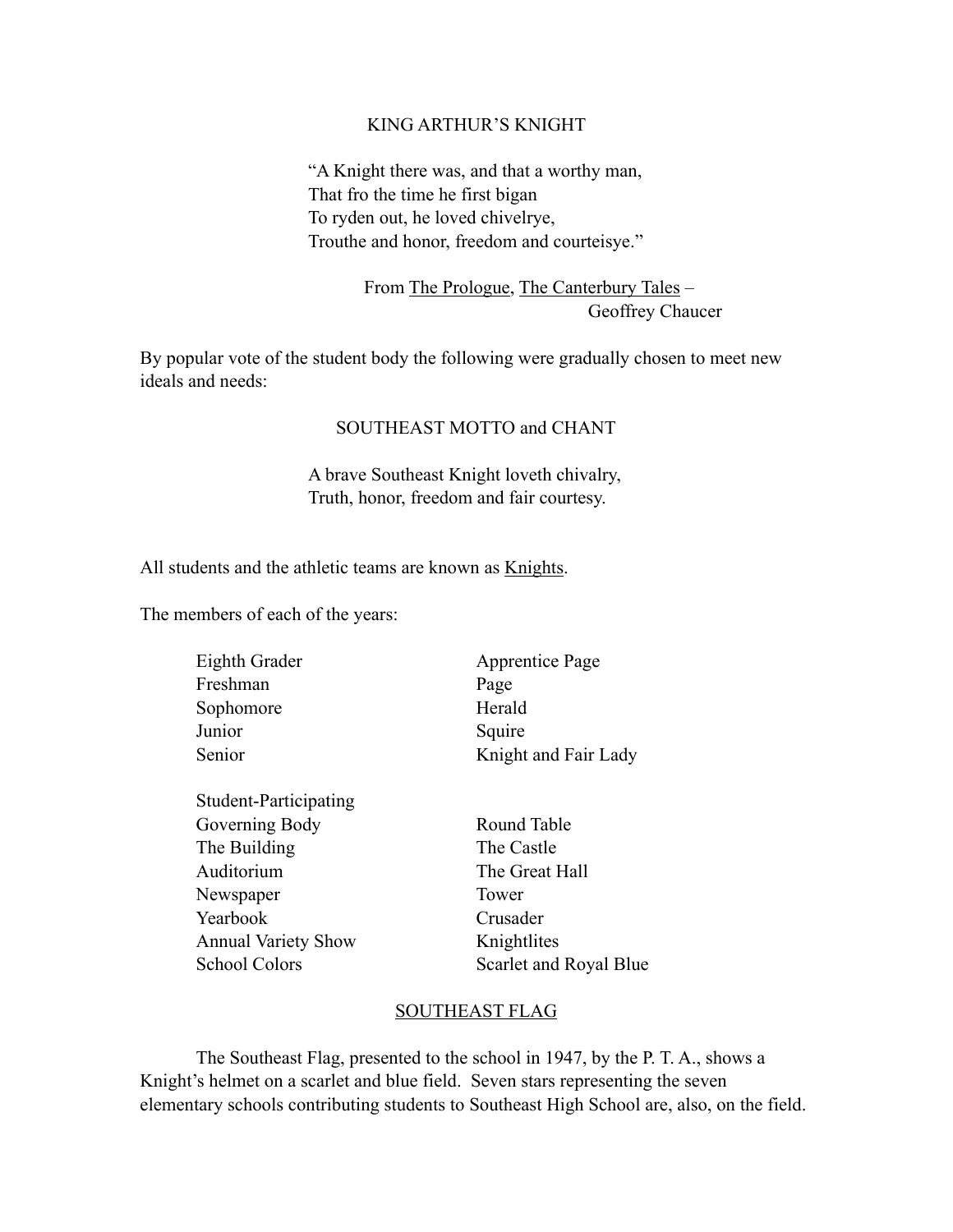## KING ARTHUR'S KNIGHT

"A Knight there was, and that a worthy man,  
That fro the time he first bigan  
To ryden out, he loved chivelrye,  
Trouthe and honor, freedom and courteisye."

From The Prologue, The Canterbury Tales –  
Geoffrey Chaucer

By popular vote of the student body the following were gradually chosen to meet new ideals and needs:

## SOUTHEAST MOTTO and CHANT

A brave Southeast Knight loveth chivalry,  
Truth, honor, freedom and fair courtesy.

All students and the athletic teams are known as Knights.

The members of each of the years:

| | |
|---|---|
| Eighth Grader | Apprentice Page |
| Freshman | Page |
| Sophomore | Herald |
| Junior | Squire |
| Senior | Knight and Fair Lady |
| Student-Participating Governing Body | Round Table |
| The Building | The Castle |
| Auditorium | The Great Hall |
| Newspaper | Tower |
| Yearbook | Crusader |
| Annual Variety Show | Knightlites |
| School Colors | Scarlet and Royal Blue |

## SOUTHEAST FLAG

The Southeast Flag, presented to the school in 1947, by the P. T. A., shows a Knight's helmet on a scarlet and blue field. Seven stars representing the seven elementary schools contributing students to Southeast High School are, also, on the field.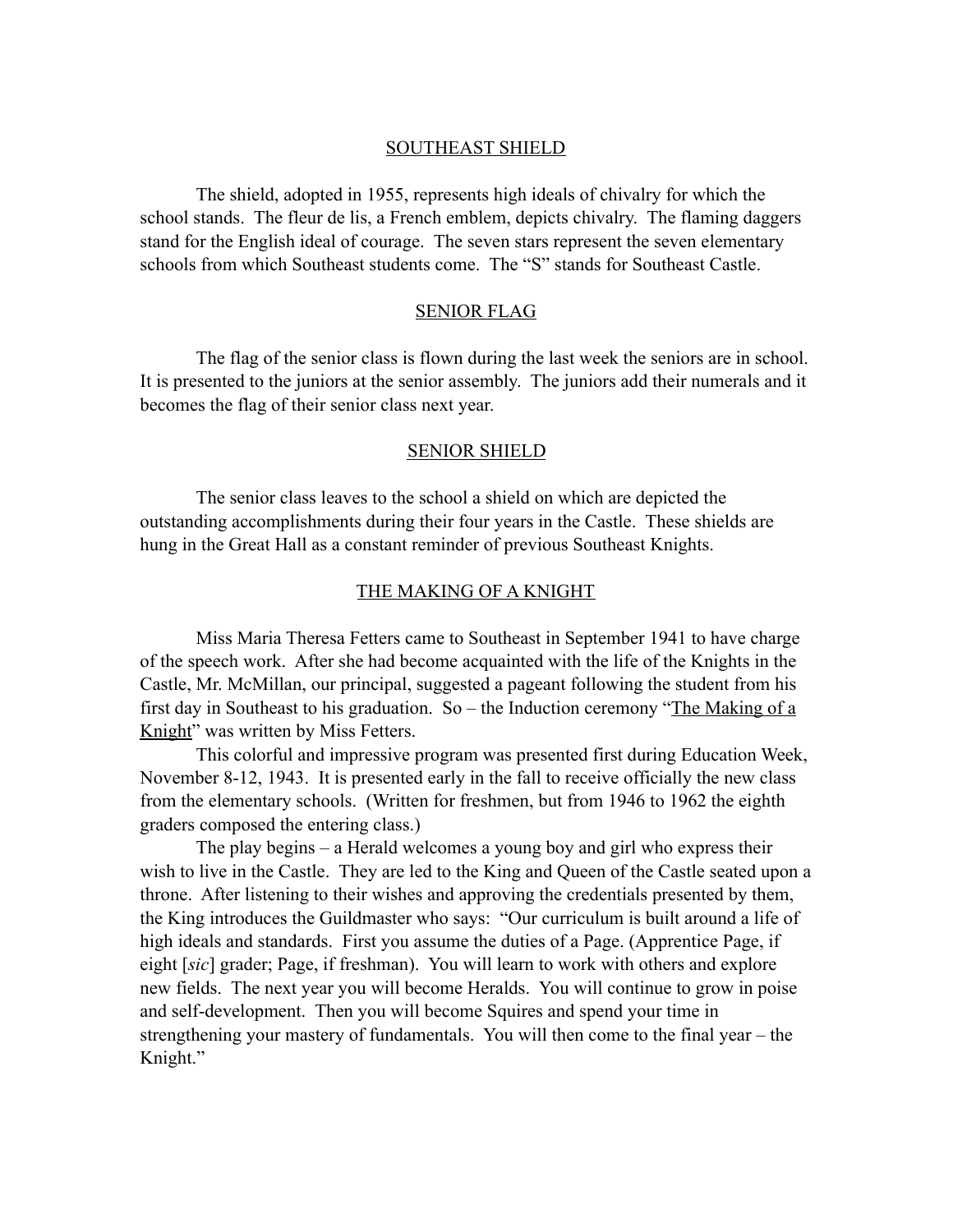## SOUTHEAST SHIELD

The shield, adopted in 1955, represents high ideals of chivalry for which the school stands. The fleur de lis, a French emblem, depicts chivalry. The flaming daggers stand for the English ideal of courage. The seven stars represent the seven elementary schools from which Southeast students come. The "S" stands for Southeast Castle.

## SENIOR FLAG

The flag of the senior class is flown during the last week the seniors are in school. It is presented to the juniors at the senior assembly. The juniors add their numerals and it becomes the flag of their senior class next year.

## SENIOR SHIELD

The senior class leaves to the school a shield on which are depicted the outstanding accomplishments during their four years in the Castle. These shields are hung in the Great Hall as a constant reminder of previous Southeast Knights.

## THE MAKING OF A KNIGHT

Miss Maria Theresa Fetters came to Southeast in September 1941 to have charge of the speech work. After she had become acquainted with the life of the Knights in the Castle, Mr. McMillan, our principal, suggested a pageant following the student from his first day in Southeast to his graduation. So – the Induction ceremony "The Making of a Knight" was written by Miss Fetters.

This colorful and impressive program was presented first during Education Week, November 8-12, 1943. It is presented early in the fall to receive officially the new class from the elementary schools. (Written for freshmen, but from 1946 to 1962 the eighth graders composed the entering class.)

The play begins – a Herald welcomes a young boy and girl who express their wish to live in the Castle. They are led to the King and Queen of the Castle seated upon a throne. After listening to their wishes and approving the credentials presented by them, the King introduces the Guildmaster who says: "Our curriculum is built around a life of high ideals and standards. First you assume the duties of a Page. (Apprentice Page, if eight [*sic*] grader; Page, if freshman). You will learn to work with others and explore new fields. The next year you will become Heralds. You will continue to grow in poise and self-development. Then you will become Squires and spend your time in strengthening your mastery of fundamentals. You will then come to the final year – the Knight."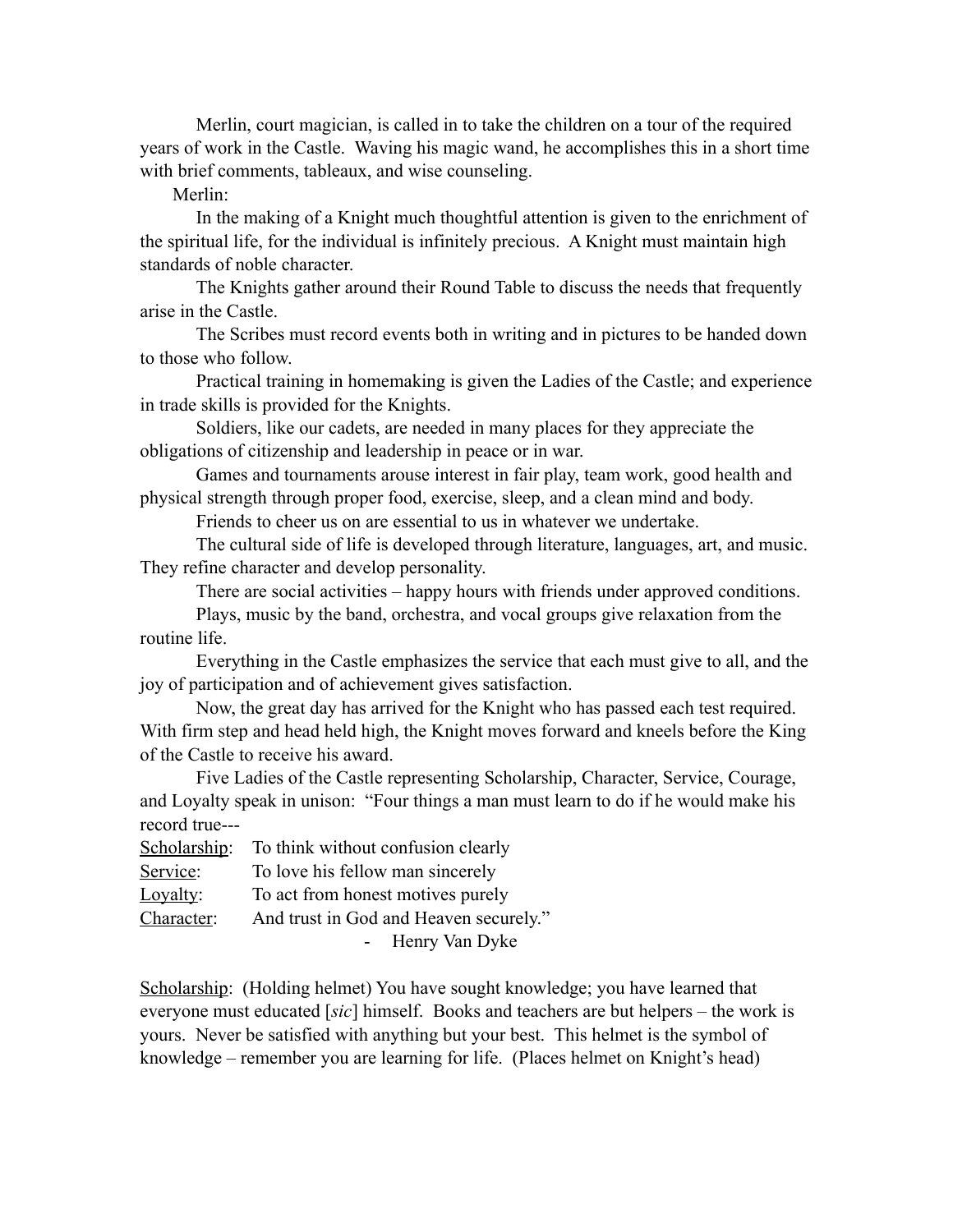Merlin, court magician, is called in to take the children on a tour of the required years of work in the Castle. Waving his magic wand, he accomplishes this in a short time with brief comments, tableaux, and wise counseling.

Merlin:

In the making of a Knight much thoughtful attention is given to the enrichment of the spiritual life, for the individual is infinitely precious. A Knight must maintain high standards of noble character.

The Knights gather around their Round Table to discuss the needs that frequently arise in the Castle.

The Scribes must record events both in writing and in pictures to be handed down to those who follow.

Practical training in homemaking is given the Ladies of the Castle; and experience in trade skills is provided for the Knights.

Soldiers, like our cadets, are needed in many places for they appreciate the obligations of citizenship and leadership in peace or in war.

Games and tournaments arouse interest in fair play, team work, good health and physical strength through proper food, exercise, sleep, and a clean mind and body.

Friends to cheer us on are essential to us in whatever we undertake.

The cultural side of life is developed through literature, languages, art, and music. They refine character and develop personality.

There are social activities – happy hours with friends under approved conditions.

Plays, music by the band, orchestra, and vocal groups give relaxation from the routine life.

Everything in the Castle emphasizes the service that each must give to all, and the joy of participation and of achievement gives satisfaction.

Now, the great day has arrived for the Knight who has passed each test required. With firm step and head held high, the Knight moves forward and kneels before the King of the Castle to receive his award.

Five Ladies of the Castle representing Scholarship, Character, Service, Courage, and Loyalty speak in unison: "Four things a man must learn to do if he would make his record true---

<u>Scholarship</u>: To think without confusion clearly  
<u>Service</u>: To love his fellow man sincerely  
<u>Loyalty</u>: To act from honest motives purely  
<u>Character</u>: And trust in God and Heaven securely."

\- Henry Van Dyke

<u>Scholarship</u>: (Holding helmet) You have sought knowledge; you have learned that everyone must educated [*sic*] himself. Books and teachers are but helpers – the work is yours. Never be satisfied with anything but your best. This helmet is the symbol of knowledge – remember you are learning for life. (Places helmet on Knight's head)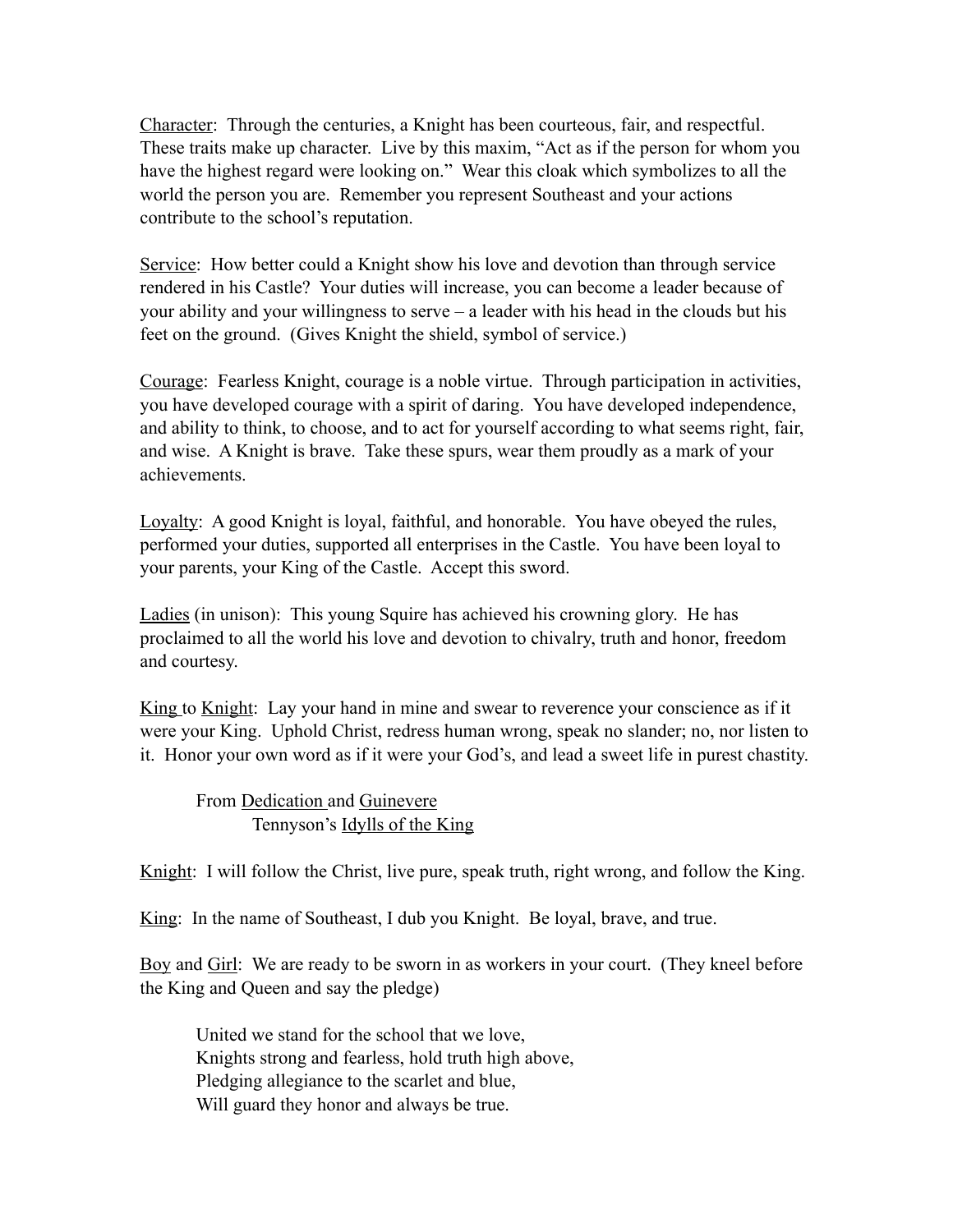<u>Character</u>: Through the centuries, a Knight has been courteous, fair, and respectful. These traits make up character. Live by this maxim, "Act as if the person for whom you have the highest regard were looking on." Wear this cloak which symbolizes to all the world the person you are. Remember you represent Southeast and your actions contribute to the school's reputation.

<u>Service</u>: How better could a Knight show his love and devotion than through service rendered in his Castle? Your duties will increase, you can become a leader because of your ability and your willingness to serve – a leader with his head in the clouds but his feet on the ground. (Gives Knight the shield, symbol of service.)

<u>Courage</u>: Fearless Knight, courage is a noble virtue. Through participation in activities, you have developed courage with a spirit of daring. You have developed independence, and ability to think, to choose, and to act for yourself according to what seems right, fair, and wise. A Knight is brave. Take these spurs, wear them proudly as a mark of your achievements.

<u>Loyalty</u>: A good Knight is loyal, faithful, and honorable. You have obeyed the rules, performed your duties, supported all enterprises in the Castle. You have been loyal to your parents, your King of the Castle. Accept this sword.

<u>Ladies</u> (in unison): This young Squire has achieved his crowning glory. He has proclaimed to all the world his love and devotion to chivalry, truth and honor, freedom and courtesy.

<u>King</u> to <u>Knight</u>: Lay your hand in mine and swear to reverence your conscience as if it were your King. Uphold Christ, redress human wrong, speak no slander; no, nor listen to it. Honor your own word as if it were your God's, and lead a sweet life in purest chastity.

> From <u>Dedication</u> and <u>Guinevere</u>
> Tennyson's <u>Idylls of the King</u>

<u>Knight</u>: I will follow the Christ, live pure, speak truth, right wrong, and follow the King.

<u>King</u>: In the name of Southeast, I dub you Knight. Be loyal, brave, and true.

<u>Boy</u> and <u>Girl</u>: We are ready to be sworn in as workers in your court. (They kneel before the King and Queen and say the pledge)

> United we stand for the school that we love,
> Knights strong and fearless, hold truth high above,
> Pledging allegiance to the scarlet and blue,
> Will guard they honor and always be true.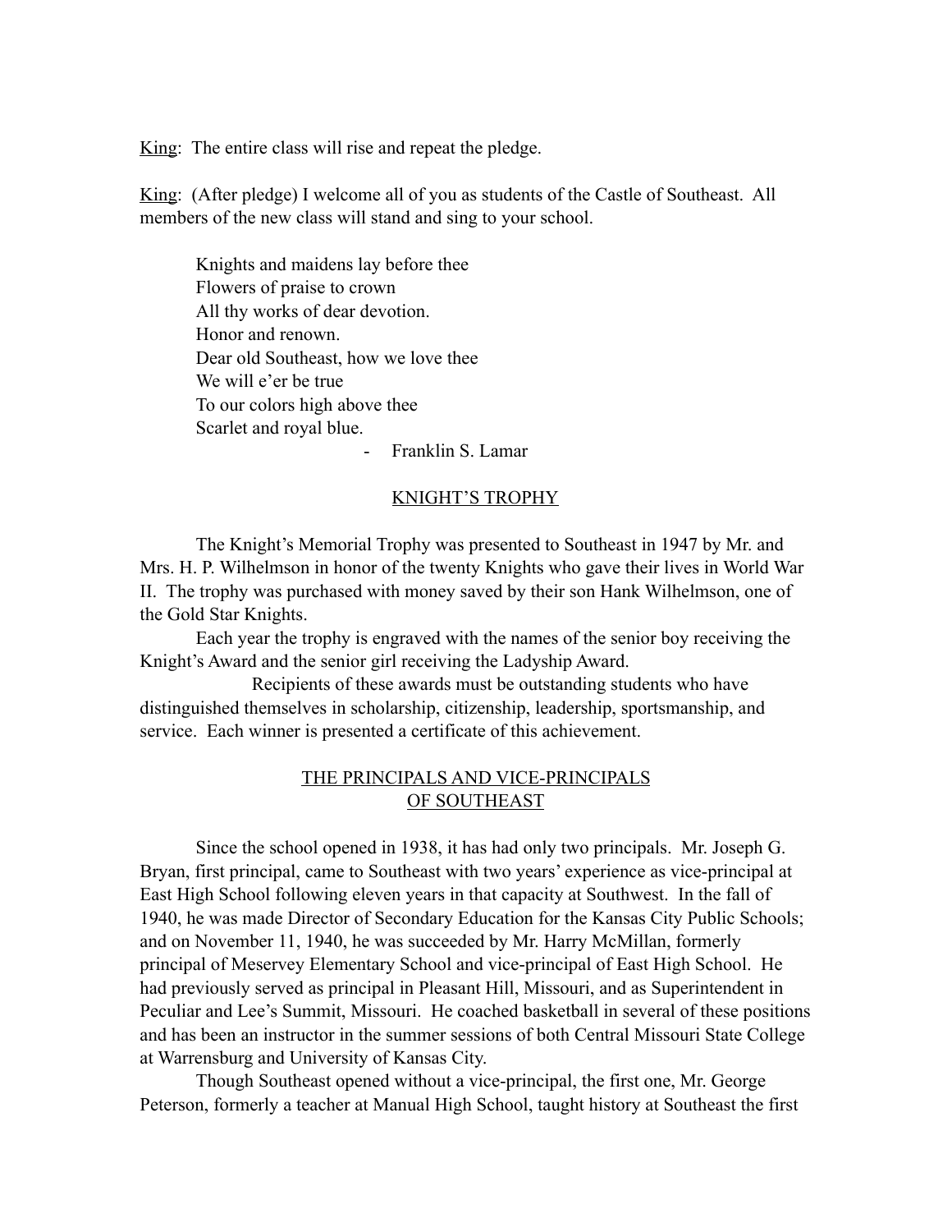King: The entire class will rise and repeat the pledge.

King: (After pledge) I welcome all of you as students of the Castle of Southeast. All members of the new class will stand and sing to your school.

> Knights and maidens lay before thee
> Flowers of praise to crown
> All thy works of dear devotion.
> Honor and renown.
> Dear old Southeast, how we love thee
> We will e'er be true
> To our colors high above thee
> Scarlet and royal blue.
>
> \- Franklin S. Lamar

## KNIGHT'S TROPHY

The Knight's Memorial Trophy was presented to Southeast in 1947 by Mr. and Mrs. H. P. Wilhelmson in honor of the twenty Knights who gave their lives in World War II. The trophy was purchased with money saved by their son Hank Wilhelmson, one of the Gold Star Knights.

Each year the trophy is engraved with the names of the senior boy receiving the Knight's Award and the senior girl receiving the Ladyship Award.

Recipients of these awards must be outstanding students who have distinguished themselves in scholarship, citizenship, leadership, sportsmanship, and service. Each winner is presented a certificate of this achievement.

## THE PRINCIPALS AND VICE-PRINCIPALS OF SOUTHEAST

Since the school opened in 1938, it has had only two principals. Mr. Joseph G. Bryan, first principal, came to Southeast with two years' experience as vice-principal at East High School following eleven years in that capacity at Southwest. In the fall of 1940, he was made Director of Secondary Education for the Kansas City Public Schools; and on November 11, 1940, he was succeeded by Mr. Harry McMillan, formerly principal of Meservey Elementary School and vice-principal of East High School. He had previously served as principal in Pleasant Hill, Missouri, and as Superintendent in Peculiar and Lee's Summit, Missouri. He coached basketball in several of these positions and has been an instructor in the summer sessions of both Central Missouri State College at Warrensburg and University of Kansas City.

Though Southeast opened without a vice-principal, the first one, Mr. George Peterson, formerly a teacher at Manual High School, taught history at Southeast the first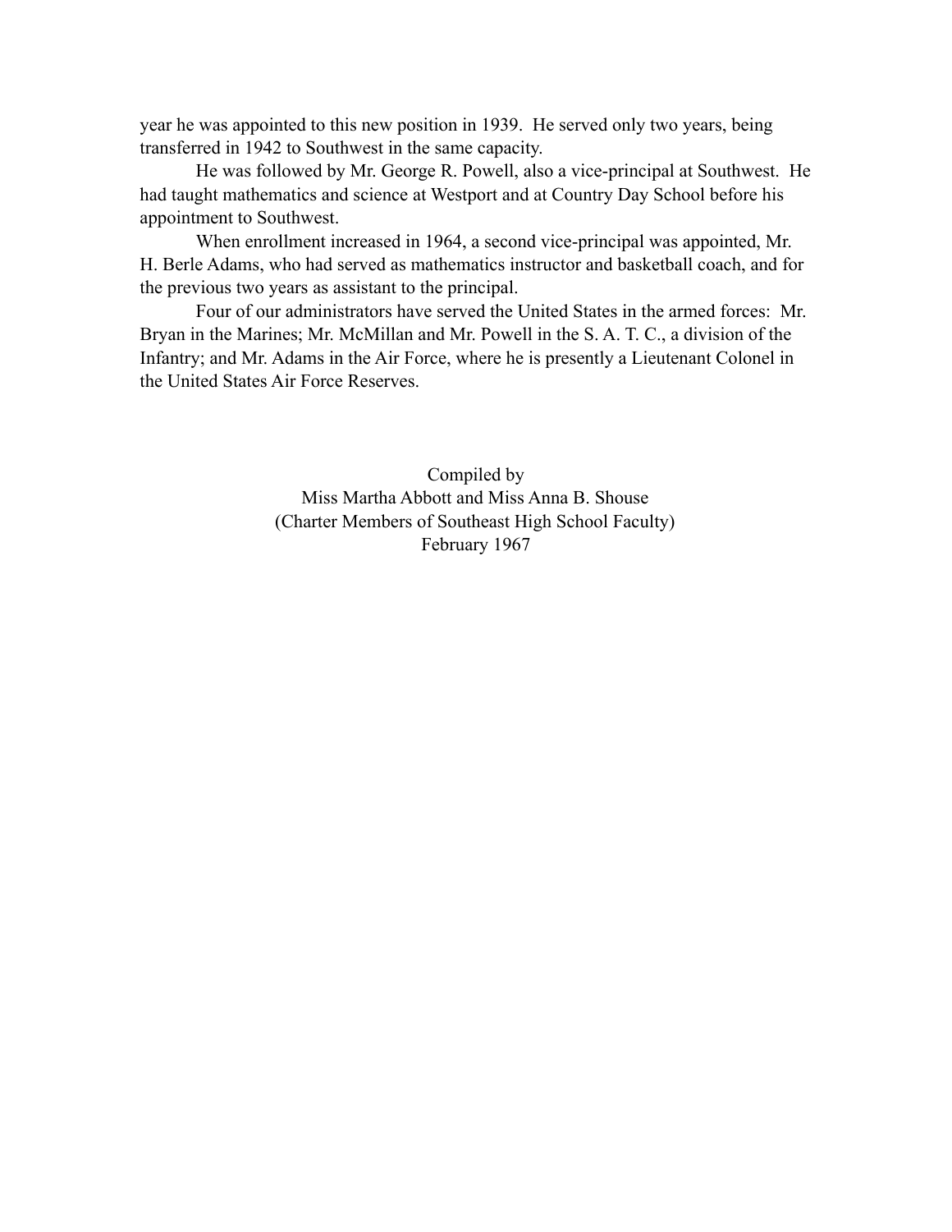year he was appointed to this new position in 1939. He served only two years, being transferred in 1942 to Southwest in the same capacity.

He was followed by Mr. George R. Powell, also a vice-principal at Southwest. He had taught mathematics and science at Westport and at Country Day School before his appointment to Southwest.

When enrollment increased in 1964, a second vice-principal was appointed, Mr. H. Berle Adams, who had served as mathematics instructor and basketball coach, and for the previous two years as assistant to the principal.

Four of our administrators have served the United States in the armed forces: Mr. Bryan in the Marines; Mr. McMillan and Mr. Powell in the S. A. T. C., a division of the Infantry; and Mr. Adams in the Air Force, where he is presently a Lieutenant Colonel in the United States Air Force Reserves.

Compiled by
Miss Martha Abbott and Miss Anna B. Shouse
(Charter Members of Southeast High School Faculty)
February 1967